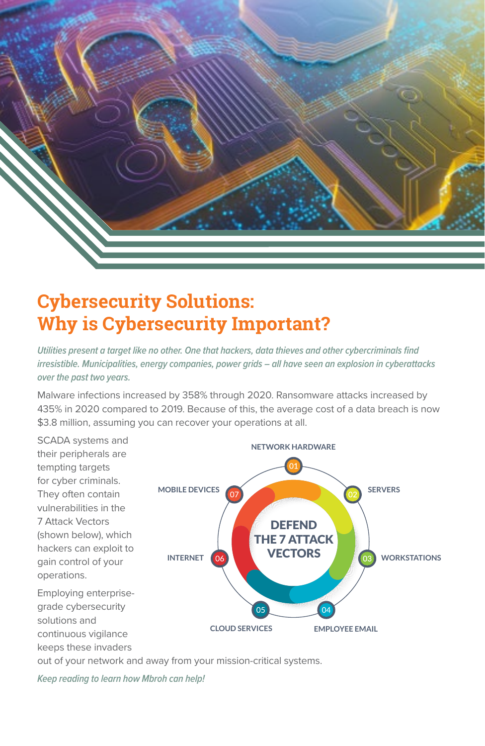# Cybersecurity Solutions: Why is Cybersecurity Important?

*Utilities present a target like no other. One that hackers, data thieves and other cybercriminals find irresistible. Municipalities, energy companies, power grids – all have seen an explosion in cyberattacks over the past two years.*

Malware infections increased by 358% through 2020. Ransomware attacks increased by 435% in 2020 compared to 2019. Because of this, the average cost of a data breach is now $3.8 million, assuming you can recover your operations at all.

SCADA systems and their peripherals are tempting targets for cyber criminals. They often contain vulnerabilities in the 7 Attack Vectors (shown below), which hackers can exploit to gain control of your operations.

DEFEND THE 7 ATTACK VECTORS

01 NETWORK HARDWARE

02 SERVERS

03 WORKSTATIONS

04 EMPLOYEE EMAIL

05 CLOUD SERVICES

06 INTERNET

07 MOBILE DEVICES

Employing enterprise-grade cybersecurity solutions and continuous vigilance keeps these invaders out of your network and away from your mission-critical systems.

*Keep reading to learn how Mbroh can help!*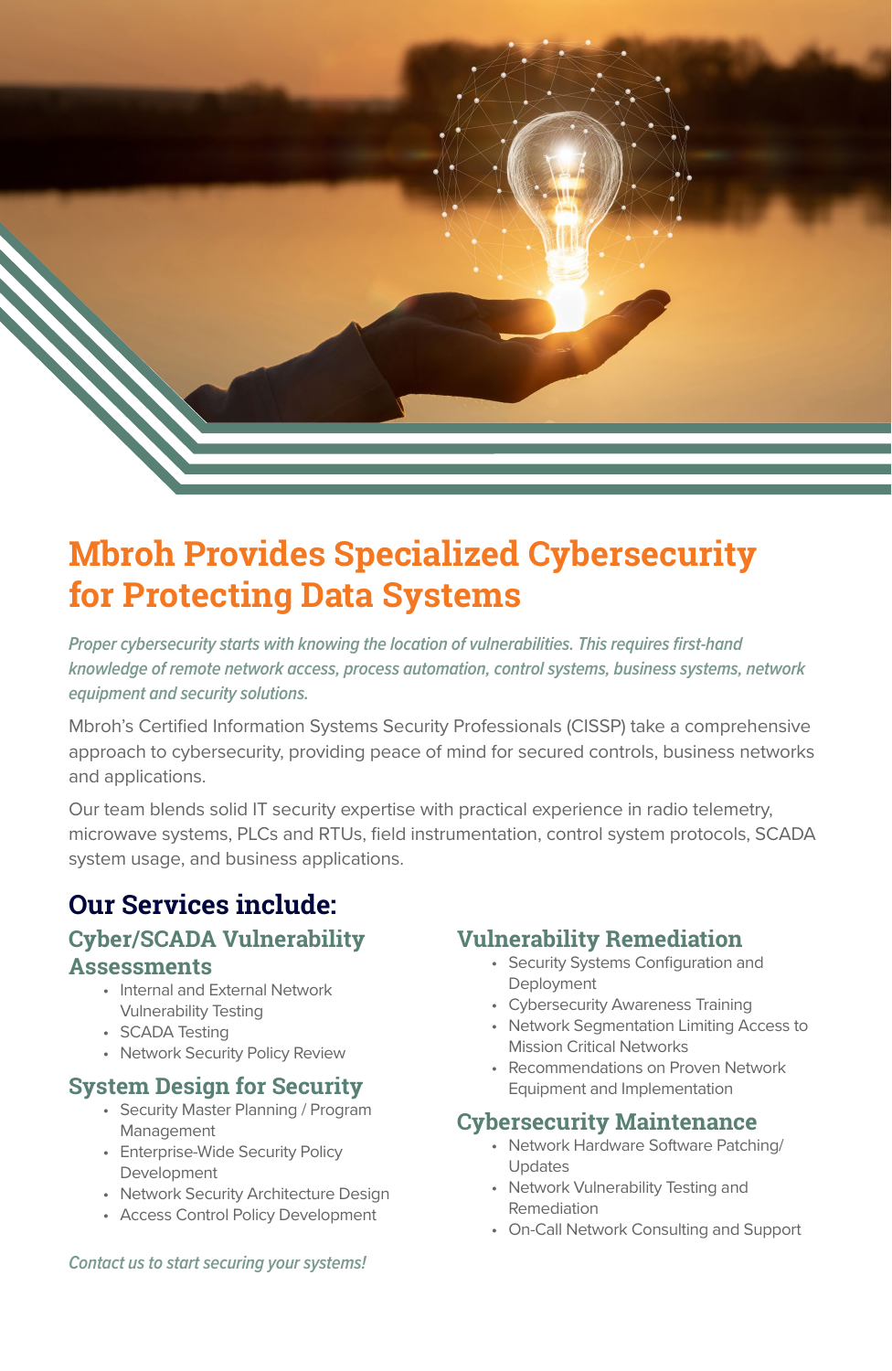# Mbroh Provides Specialized Cybersecurity for Protecting Data Systems

*Proper cybersecurity starts with knowing the location of vulnerabilities. This requires first-hand knowledge of remote network access, process automation, control systems, business systems, network equipment and security solutions.*

Mbroh's Certified Information Systems Security Professionals (CISSP) take a comprehensive approach to cybersecurity, providing peace of mind for secured controls, business networks and applications.

Our team blends solid IT security expertise with practical experience in radio telemetry, microwave systems, PLCs and RTUs, field instrumentation, control system protocols, SCADA system usage, and business applications.

## Our Services include:

### Cyber/SCADA Vulnerability Assessments

- Internal and External Network Vulnerability Testing
- SCADA Testing
- Network Security Policy Review

### System Design for Security

- Security Master Planning / Program Management
- Enterprise-Wide Security Policy Development
- Network Security Architecture Design
- Access Control Policy Development

### Vulnerability Remediation

- Security Systems Configuration and Deployment
- Cybersecurity Awareness Training
- Network Segmentation Limiting Access to Mission Critical Networks
- Recommendations on Proven Network Equipment and Implementation

### Cybersecurity Maintenance

- Network Hardware Software Patching/ Updates
- Network Vulnerability Testing and Remediation
- On-Call Network Consulting and Support

*Contact us to start securing your systems!*